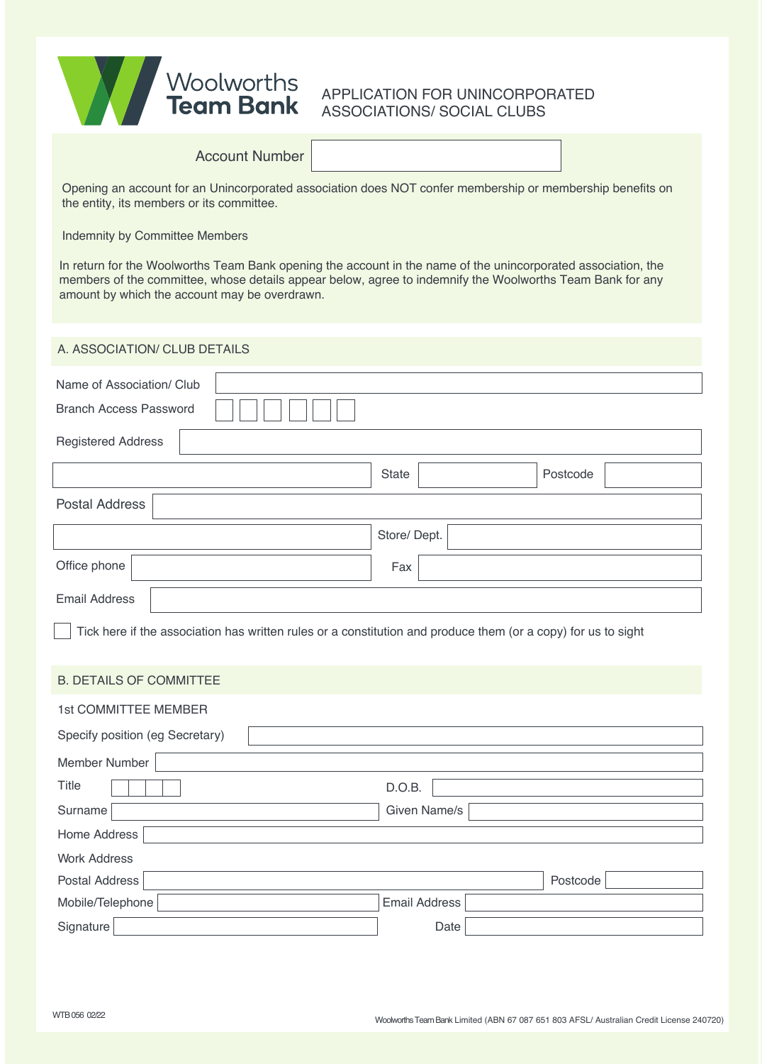Woolworths Team Bank

# APPLICATION FOR UNINCORPORATED ASSOCIATIONS/ SOCIAL CLUBS

Account Number

Opening an account for an Unincorporated association does NOT confer membership or membership benefits on the entity, its members or its committee.

Indemnity by Committee Members

In return for the Woolworths Team Bank opening the account in the name of the unincorporated association, the members of the committee, whose details appear below, agree to indemnify the Woolworths Team Bank for any amount by which the account may be overdrawn.

## A. ASSOCIATION/ CLUB DETAILS

Name of Association/ Club

Branch Access Password

Registered Address

State | Postcode

Postal Address

Store/ Dept.

Office phone | Fax

Email Address

☐ Tick here if the association has written rules or a constitution and produce them (or a copy) for us to sight

## B. DETAILS OF COMMITTEE

1st COMMITTEE MEMBER

Specify position (eg Secretary)

Member Number

Title | D.O.B.

Surname | Given Name/s

Home Address

Work Address

Postal Address | Postcode

Mobile/Telephone | Email Address

Signature | Date

WTB 056 02/22

Woolworths Team Bank Limited (ABN 67 087 651 803 AFSL/ Australian Credit License 240720)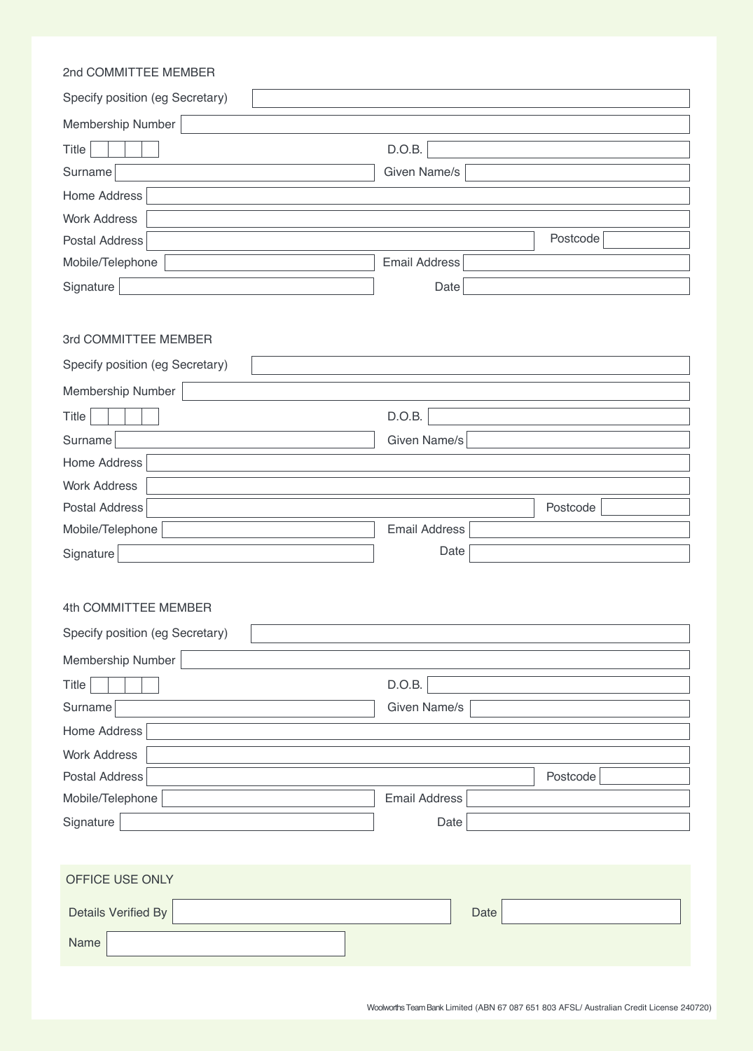## 2nd COMMITTEE MEMBER

Specify position (eg Secretary)

Membership Number

Title | D.O.B.

Surname | Given Name/s

Home Address

Work Address

Postal Address | Postcode

Mobile/Telephone | Email Address

Signature | Date

## 3rd COMMITTEE MEMBER

Specify position (eg Secretary)

Membership Number

Title | D.O.B.

Surname | Given Name/s

Home Address

Work Address

Postal Address | Postcode

Mobile/Telephone | Email Address

Signature | Date

## 4th COMMITTEE MEMBER

Specify position (eg Secretary)

Membership Number

Title | D.O.B.

Surname | Given Name/s

Home Address

Work Address

Postal Address | Postcode

Mobile/Telephone | Email Address

Signature | Date

## OFFICE USE ONLY

Details Verified By | Date

Name

Woolworths Team Bank Limited (ABN 67 087 651 803 AFSL/ Australian Credit License 240720)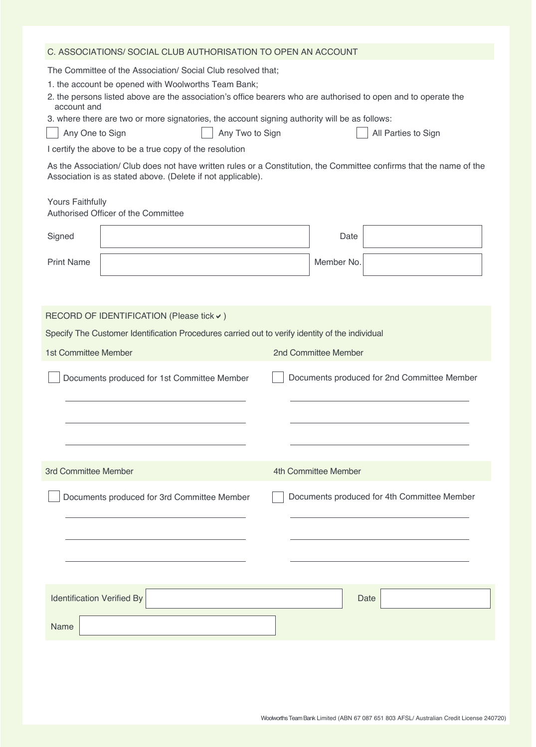## C. ASSOCIATIONS/ SOCIAL CLUB AUTHORISATION TO OPEN AN ACCOUNT

The Committee of the Association/ Social Club resolved that;

1. the account be opened with Woolworths Team Bank;
2. the persons listed above are the association's office bearers who are authorised to open and to operate the account and
3. where there are two or more signatories, the account signing authority will be as follows:

☐ Any One to Sign ☐ Any Two to Sign ☐ All Parties to Sign

I certify the above to be a true copy of the resolution

As the Association/ Club does not have written rules or a Constitution, the Committee confirms that the name of the Association is as stated above. (Delete if not applicable).

Yours Faithfully
Authorised Officer of the Committee

| Signed | | Date | |
|---|---|---|---|
| Print Name | | Member No. | |

## RECORD OF IDENTIFICATION (Please tick ✔)

Specify The Customer Identification Procedures carried out to verify identity of the individual

**1st Committee Member**

☐ Documents produced for 1st Committee Member

______________________________

______________________________

______________________________

**2nd Committee Member**

☐ Documents produced for 2nd Committee Member

______________________________

______________________________

______________________________

**3rd Committee Member**

☐ Documents produced for 3rd Committee Member

______________________________

______________________________

______________________________

**4th Committee Member**

☐ Documents produced for 4th Committee Member

______________________________

______________________________

______________________________

| Identification Verified By | | Date | |
|---|---|---|---|
| Name | | | |

Woolworths Team Bank Limited (ABN 67 087 651 803 AFSL/ Australian Credit License 240720)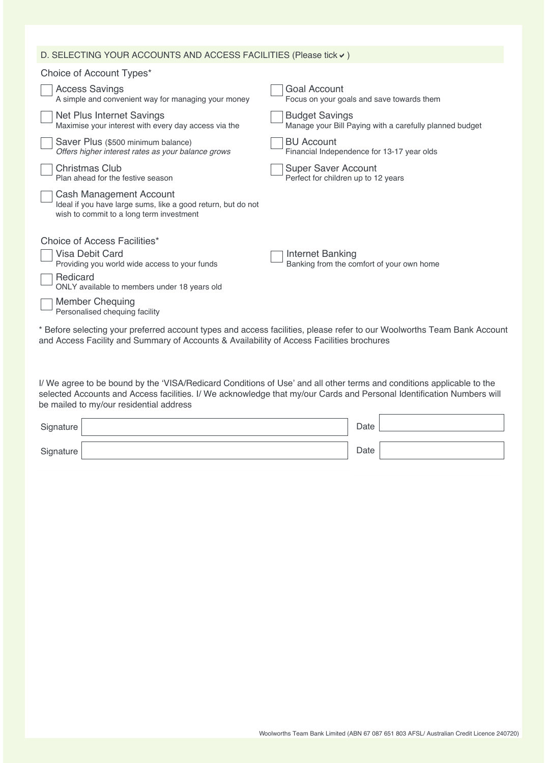## D. SELECTING YOUR ACCOUNTS AND ACCESS FACILITIES (Please tick ✔)

### Choice of Account Types*

- ☐ **Access Savings**
  A simple and convenient way for managing your money
- ☐ **Net Plus Internet Savings**
  Maximise your interest with every day access via the
- ☐ **Saver Plus** ($500 minimum balance)
  *Offers higher interest rates as your balance grows*
- ☐ **Christmas Club**
  Plan ahead for the festive season
- ☐ **Cash Management Account**
  Ideal if you have large sums, like a good return, but do not wish to commit to a long term investment
- ☐ **Goal Account**
  Focus on your goals and save towards them
- ☐ **Budget Savings**
  Manage your Bill Paying with a carefully planned budget
- ☐ **BU Account**
  Financial Independence for 13-17 year olds
- ☐ **Super Saver Account**
  Perfect for children up to 12 years

### Choice of Access Facilities*

- ☐ **Visa Debit Card**
  Providing you world wide access to your funds
- ☐ **Redicard**
  ONLY available to members under 18 years old
- ☐ **Member Chequing**
  Personalised chequing facility
- ☐ **Internet Banking**
  Banking from the comfort of your own home

* Before selecting your preferred account types and access facilities, please refer to our Woolworths Team Bank Account and Access Facility and Summary of Accounts & Availability of Access Facilities brochures

I/ We agree to be bound by the 'VISA/Redicard Conditions of Use' and all other terms and conditions applicable to the selected Accounts and Access facilities. I/ We acknowledge that my/our Cards and Personal Identification Numbers will be mailed to my/our residential address

Signature ______________________ Date ____________

Signature ______________________ Date ____________

Woolworths Team Bank Limited (ABN 67 087 651 803 AFSL/ Australian Credit Licence 240720)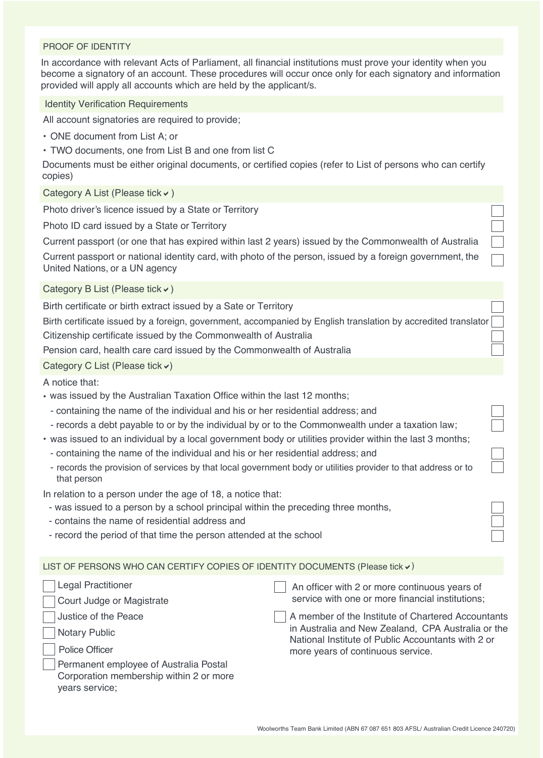## PROOF OF IDENTITY

In accordance with relevant Acts of Parliament, all financial institutions must prove your identity when you become a signatory of an account. These procedures will occur once only for each signatory and information provided will apply all accounts which are held by the applicant/s.

### Identity Verification Requirements

All account signatories are required to provide;

- ONE document from List A; or
- TWO documents, one from List B and one from list C

Documents must be either original documents, or certified copies (refer to List of persons who can certify copies)

### Category A List (Please tick ✓)

- ☐ Photo driver's licence issued by a State or Territory
- ☐ Photo ID card issued by a State or Territory
- ☐ Current passport (or one that has expired within last 2 years) issued by the Commonwealth of Australia
- ☐ Current passport or national identity card, with photo of the person, issued by a foreign government, the United Nations, or a UN agency

### Category B List (Please tick ✓)

- ☐ Birth certificate or birth extract issued by a Sate or Territory
- ☐ Birth certificate issued by a foreign, government, accompanied by English translation by accredited translator
- ☐ Citizenship certificate issued by the Commonwealth of Australia
- ☐ Pension card, health care card issued by the Commonwealth of Australia

### Category C List (Please tick ✓)

A notice that:

- was issued by the Australian Taxation Office within the last 12 months;
  - ☐ containing the name of the individual and his or her residential address; and
  - ☐ records a debt payable to or by the individual by or to the Commonwealth under a taxation law;
- was issued to an individual by a local government body or utilities provider within the last 3 months;
  - ☐ containing the name of the individual and his or her residential address; and
  - ☐ records the provision of services by that local government body or utilities provider to that address or to that person

In relation to a person under the age of 18, a notice that:

- ☐ was issued to a person by a school principal within the preceding three months,
- ☐ contains the name of residential address and
- ☐ record the period of that time the person attended at the school

### LIST OF PERSONS WHO CAN CERTIFY COPIES OF IDENTITY DOCUMENTS (Please tick ✓)

- ☐ Legal Practitioner
- ☐ Court Judge or Magistrate
- ☐ Justice of the Peace
- ☐ Notary Public
- ☐ Police Officer
- ☐ Permanent employee of Australia Postal Corporation membership within 2 or more years service;
- ☐ An officer with 2 or more continuous years of service with one or more financial institutions;
- ☐ A member of the Institute of Chartered Accountants in Australia and New Zealand, CPA Australia or the National Institute of Public Accountants with 2 or more years of continuous service.

Woolworths Team Bank Limited (ABN 67 087 651 803 AFSL/ Australian Credit Licence 240720)